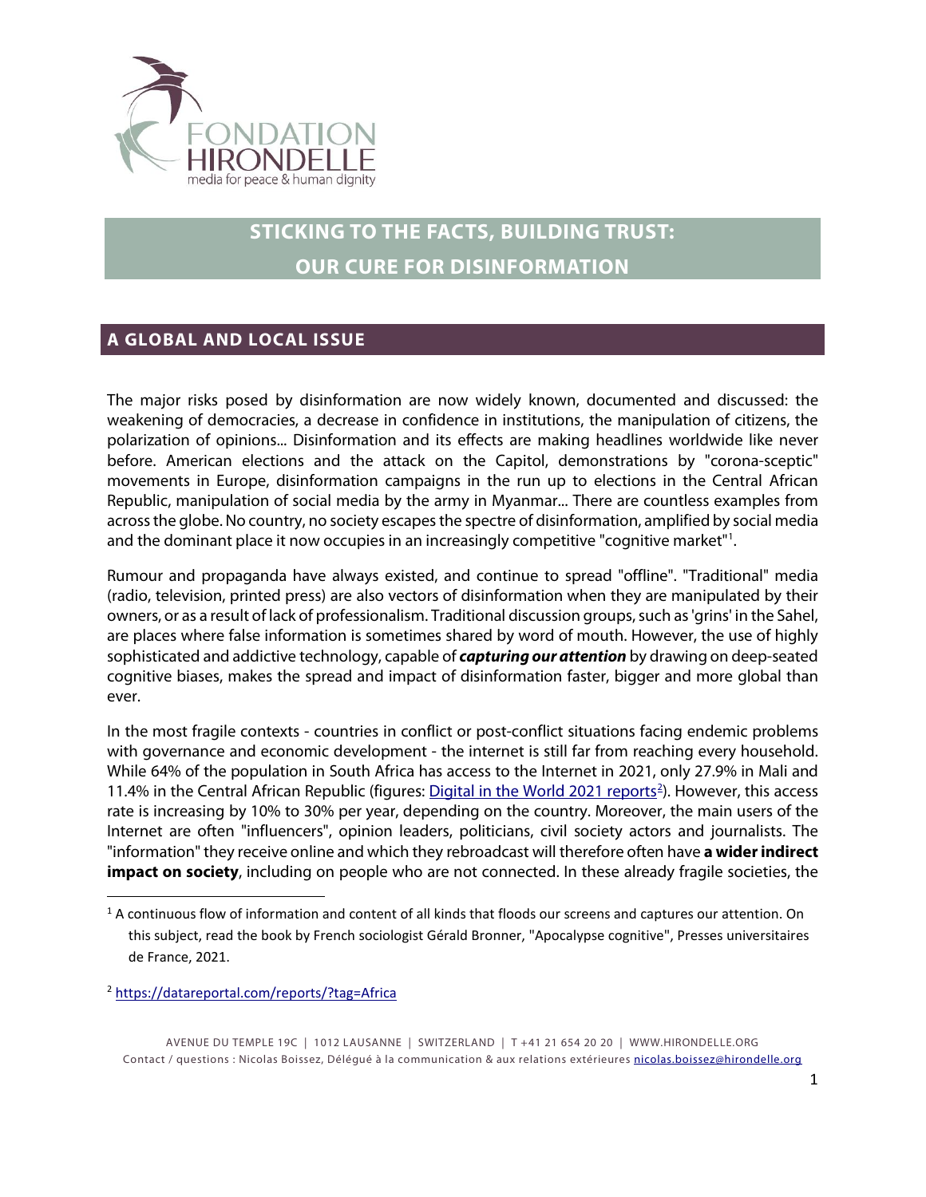# STICKING TO THE FACTS, BUILDING TRUST: OUR CURE FOR DISINFORMATION

## A GLOBAL AND LOCAL ISSUE

The major risks posed by disinformation are now widely known, documented and discussed: the weakening of democracies, a decrease in confidence in institutions, the manipulation of citizens, the polarization of opinions... Disinformation and its effects are making headlines worldwide like never before. American elections and the attack on the Capitol, demonstrations by "corona-sceptic" movements in Europe, disinformation campaigns in the run up to elections in the Central African Republic, manipulation of social media by the army in Myanmar... There are countless examples from across the globe. No country, no society escapes the spectre of disinformation, amplified by social media and the dominant place it now occupies in an increasingly competitive "cognitive market"[1].

Rumour and propaganda have always existed, and continue to spread "offline". "Traditional" media (radio, television, printed press) are also vectors of disinformation when they are manipulated by their owners, or as a result of lack of professionalism. Traditional discussion groups, such as 'grins' in the Sahel, are places where false information is sometimes shared by word of mouth. However, the use of highly sophisticated and addictive technology, capable of ***capturing our attention*** by drawing on deep-seated cognitive biases, makes the spread and impact of disinformation faster, bigger and more global than ever.

In the most fragile contexts - countries in conflict or post-conflict situations facing endemic problems with governance and economic development - the internet is still far from reaching every household. While 64% of the population in South Africa has access to the Internet in 2021, only 27.9% in Mali and 11.4% in the Central African Republic (figures: [Digital in the World 2021 reports](https://datareportal.com/reports/?tag=Africa)[2]). However, this access rate is increasing by 10% to 30% per year, depending on the country. Moreover, the main users of the Internet are often "influencers", opinion leaders, politicians, civil society actors and journalists. The "information" they receive online and which they rebroadcast will therefore often have **a wider indirect impact on society**, including on people who are not connected. In these already fragile societies, the

---

[1] A continuous flow of information and content of all kinds that floods our screens and captures our attention. On this subject, read the book by French sociologist Gérald Bronner, "Apocalypse cognitive", Presses universitaires de France, 2021.

[2] https://datareportal.com/reports/?tag=Africa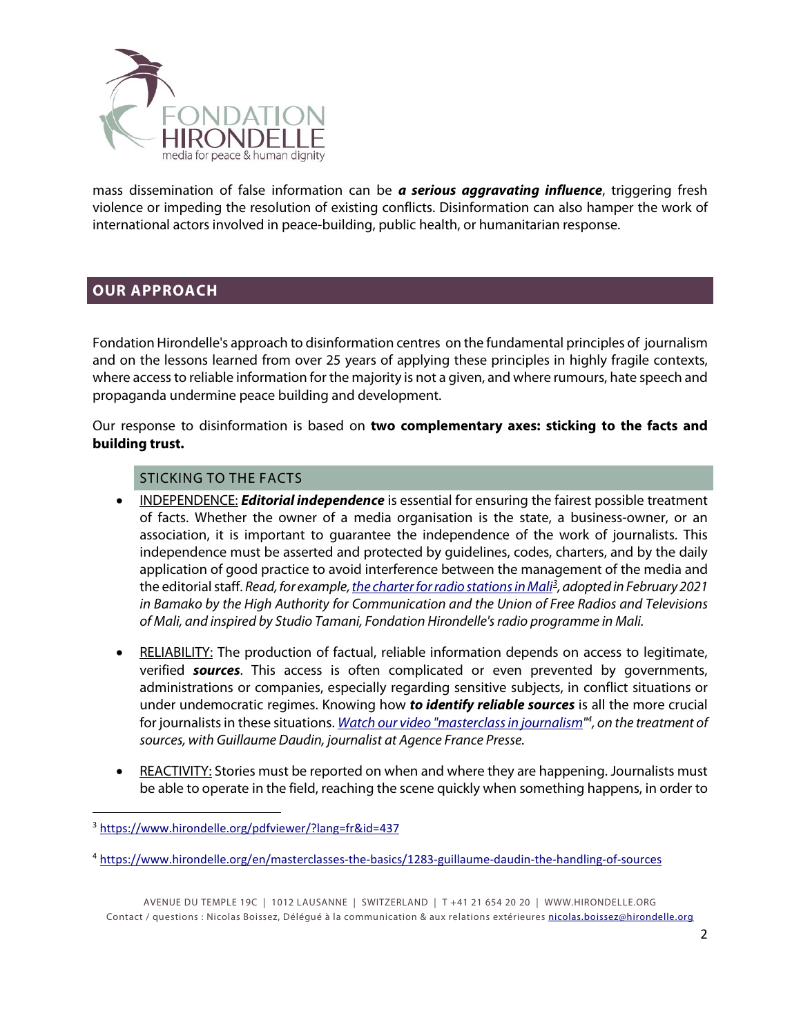mass dissemination of false information can be ***a serious aggravating influence***, triggering fresh violence or impeding the resolution of existing conflicts. Disinformation can also hamper the work of international actors involved in peace-building, public health, or humanitarian response.

## OUR APPROACH

Fondation Hirondelle's approach to disinformation centres on the fundamental principles of journalism and on the lessons learned from over 25 years of applying these principles in highly fragile contexts, where access to reliable information for the majority is not a given, and where rumours, hate speech and propaganda undermine peace building and development.

Our response to disinformation is based on **two complementary axes: sticking to the facts and building trust.**

### STICKING TO THE FACTS

- INDEPENDENCE: ***Editorial independence*** is essential for ensuring the fairest possible treatment of facts. Whether the owner of a media organisation is the state, a business-owner, or an association, it is important to guarantee the independence of the work of journalists. This independence must be asserted and protected by guidelines, codes, charters, and by the daily application of good practice to avoid interference between the management of the media and the editorial staff. *Read, for example, the charter for radio stations in Mali[3], adopted in February 2021 in Bamako by the High Authority for Communication and the Union of Free Radios and Televisions of Mali, and inspired by Studio Tamani, Fondation Hirondelle's radio programme in Mali.*

- RELIABILITY: The production of factual, reliable information depends on access to legitimate, verified ***sources***. This access is often complicated or even prevented by governments, administrations or companies, especially regarding sensitive subjects, in conflict situations or under undemocratic regimes. Knowing how ***to identify reliable sources*** is all the more crucial for journalists in these situations. *Watch our video "masterclass in journalism"[4], on the treatment of sources, with Guillaume Daudin, journalist at Agence France Presse.*

- REACTIVITY: Stories must be reported on when and where they are happening. Journalists must be able to operate in the field, reaching the scene quickly when something happens, in order to

[3] https://www.hirondelle.org/pdfviewer/?lang=fr&id=437

[4] https://www.hirondelle.org/en/masterclasses-the-basics/1283-guillaume-daudin-the-handling-of-sources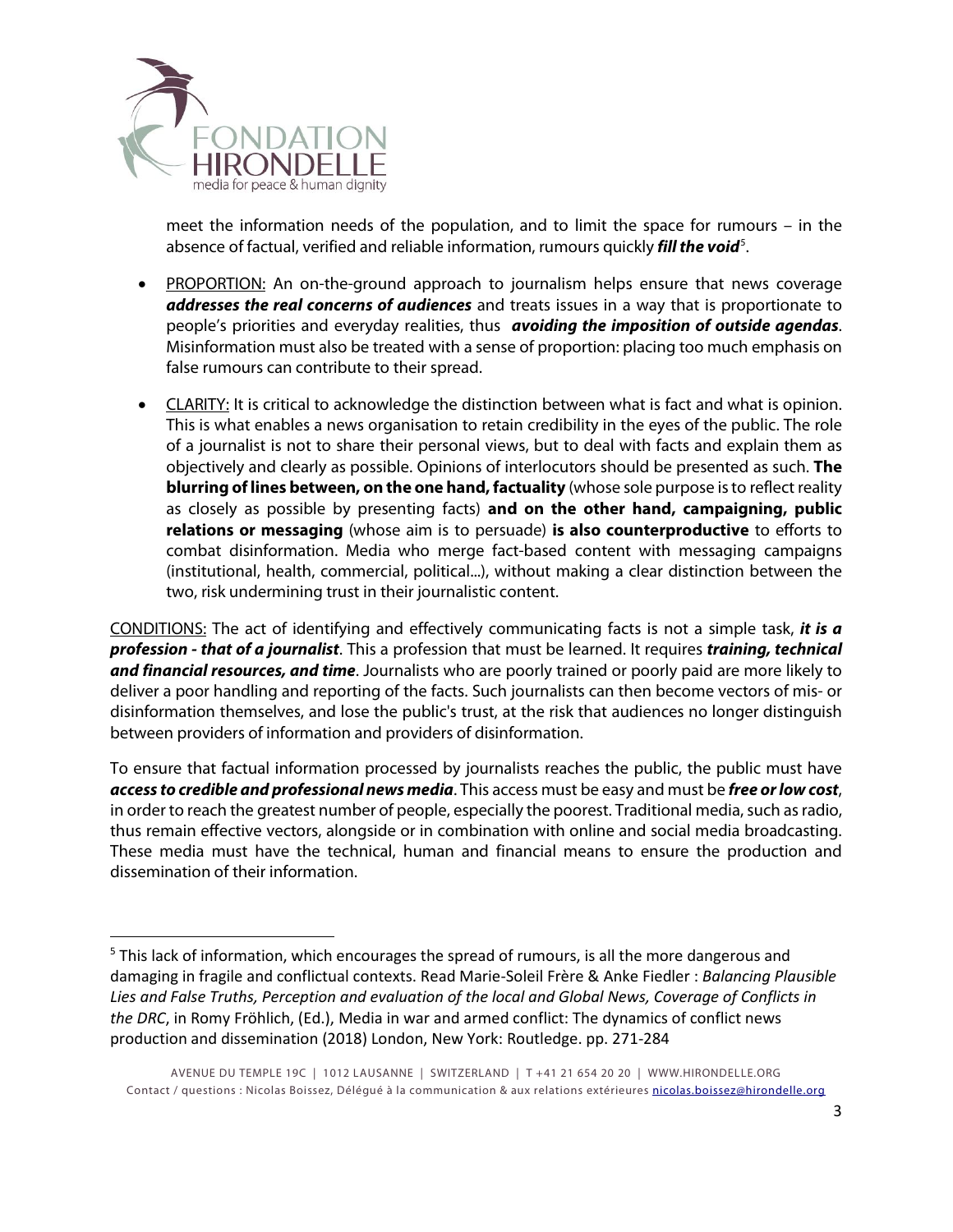meet the information needs of the population, and to limit the space for rumours – in the absence of factual, verified and reliable information, rumours quickly ***fill the void***[5].

- PROPORTION: An on-the-ground approach to journalism helps ensure that news coverage ***addresses the real concerns of audiences*** and treats issues in a way that is proportionate to people's priorities and everyday realities, thus ***avoiding the imposition of outside agendas***. Misinformation must also be treated with a sense of proportion: placing too much emphasis on false rumours can contribute to their spread.

- CLARITY: It is critical to acknowledge the distinction between what is fact and what is opinion. This is what enables a news organisation to retain credibility in the eyes of the public. The role of a journalist is not to share their personal views, but to deal with facts and explain them as objectively and clearly as possible. Opinions of interlocutors should be presented as such. **The blurring of lines between, on the one hand, factuality** (whose sole purpose is to reflect reality as closely as possible by presenting facts) **and on the other hand, campaigning, public relations or messaging** (whose aim is to persuade) **is also counterproductive** to efforts to combat disinformation. Media who merge fact-based content with messaging campaigns (institutional, health, commercial, political...), without making a clear distinction between the two, risk undermining trust in their journalistic content.

CONDITIONS: The act of identifying and effectively communicating facts is not a simple task, ***it is a profession - that of a journalist***. This a profession that must be learned. It requires ***training, technical and financial resources, and time***. Journalists who are poorly trained or poorly paid are more likely to deliver a poor handling and reporting of the facts. Such journalists can then become vectors of mis- or disinformation themselves, and lose the public's trust, at the risk that audiences no longer distinguish between providers of information and providers of disinformation.

To ensure that factual information processed by journalists reaches the public, the public must have ***access to credible and professional news media***. This access must be easy and must be ***free or low cost***, in order to reach the greatest number of people, especially the poorest. Traditional media, such as radio, thus remain effective vectors, alongside or in combination with online and social media broadcasting. These media must have the technical, human and financial means to ensure the production and dissemination of their information.

---

[5] This lack of information, which encourages the spread of rumours, is all the more dangerous and damaging in fragile and conflictual contexts. Read Marie-Soleil Frère & Anke Fiedler : *Balancing Plausible Lies and False Truths, Perception and evaluation of the local and Global News, Coverage of Conflicts in the DRC*, in Romy Fröhlich, (Ed.), Media in war and armed conflict: The dynamics of conflict news production and dissemination (2018) London, New York: Routledge. pp. 271-284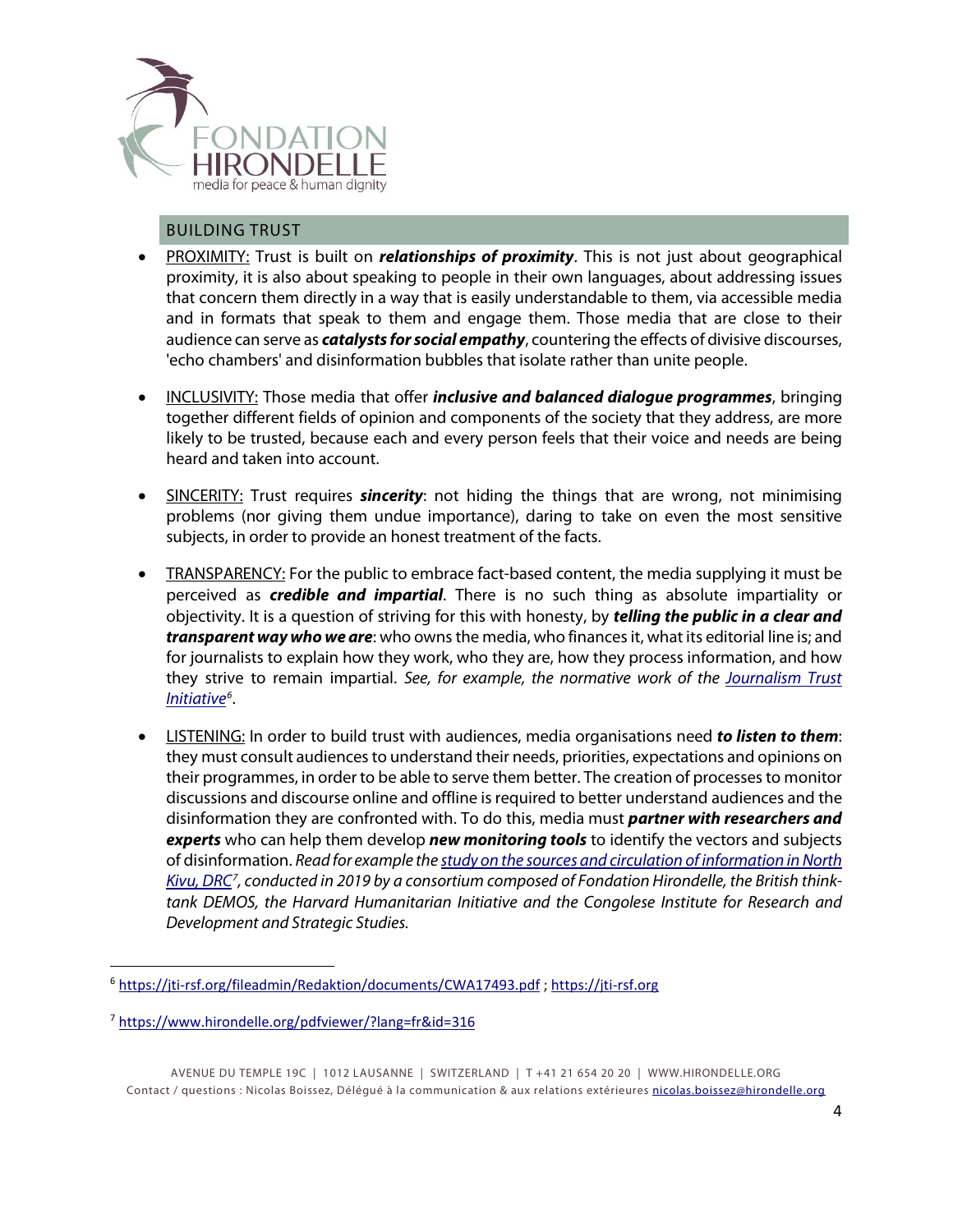## BUILDING TRUST

- PROXIMITY: Trust is built on ***relationships of proximity***. This is not just about geographical proximity, it is also about speaking to people in their own languages, about addressing issues that concern them directly in a way that is easily understandable to them, via accessible media and in formats that speak to them and engage them. Those media that are close to their audience can serve as ***catalysts for social empathy***, countering the effects of divisive discourses, 'echo chambers' and disinformation bubbles that isolate rather than unite people.

- INCLUSIVITY: Those media that offer ***inclusive and balanced dialogue programmes***, bringing together different fields of opinion and components of the society that they address, are more likely to be trusted, because each and every person feels that their voice and needs are being heard and taken into account.

- SINCERITY: Trust requires ***sincerity***: not hiding the things that are wrong, not minimising problems (nor giving them undue importance), daring to take on even the most sensitive subjects, in order to provide an honest treatment of the facts.

- TRANSPARENCY: For the public to embrace fact-based content, the media supplying it must be perceived as ***credible and impartial***. There is no such thing as absolute impartiality or objectivity. It is a question of striving for this with honesty, by ***telling the public in a clear and transparent way who we are***: who owns the media, who finances it, what its editorial line is; and for journalists to explain how they work, who they are, how they process information, and how they strive to remain impartial. *See, for example, the normative work of the [Journalism Trust Initiative][6].*

- LISTENING: In order to build trust with audiences, media organisations need ***to listen to them***: they must consult audiences to understand their needs, priorities, expectations and opinions on their programmes, in order to be able to serve them better. The creation of processes to monitor discussions and discourse online and offline is required to better understand audiences and the disinformation they are confronted with. To do this, media must ***partner with researchers and experts*** who can help them develop ***new monitoring tools*** to identify the vectors and subjects of disinformation. *Read for example the study on the sources and circulation of information in North Kivu, DRC[7], conducted in 2019 by a consortium composed of Fondation Hirondelle, the British think-tank DEMOS, the Harvard Humanitarian Initiative and the Congolese Institute for Research and Development and Strategic Studies.*

---

[6] https://jti-rsf.org/fileadmin/Redaktion/documents/CWA17493.pdf ; https://jti-rsf.org

[7] https://www.hirondelle.org/pdfviewer/?lang=fr&id=316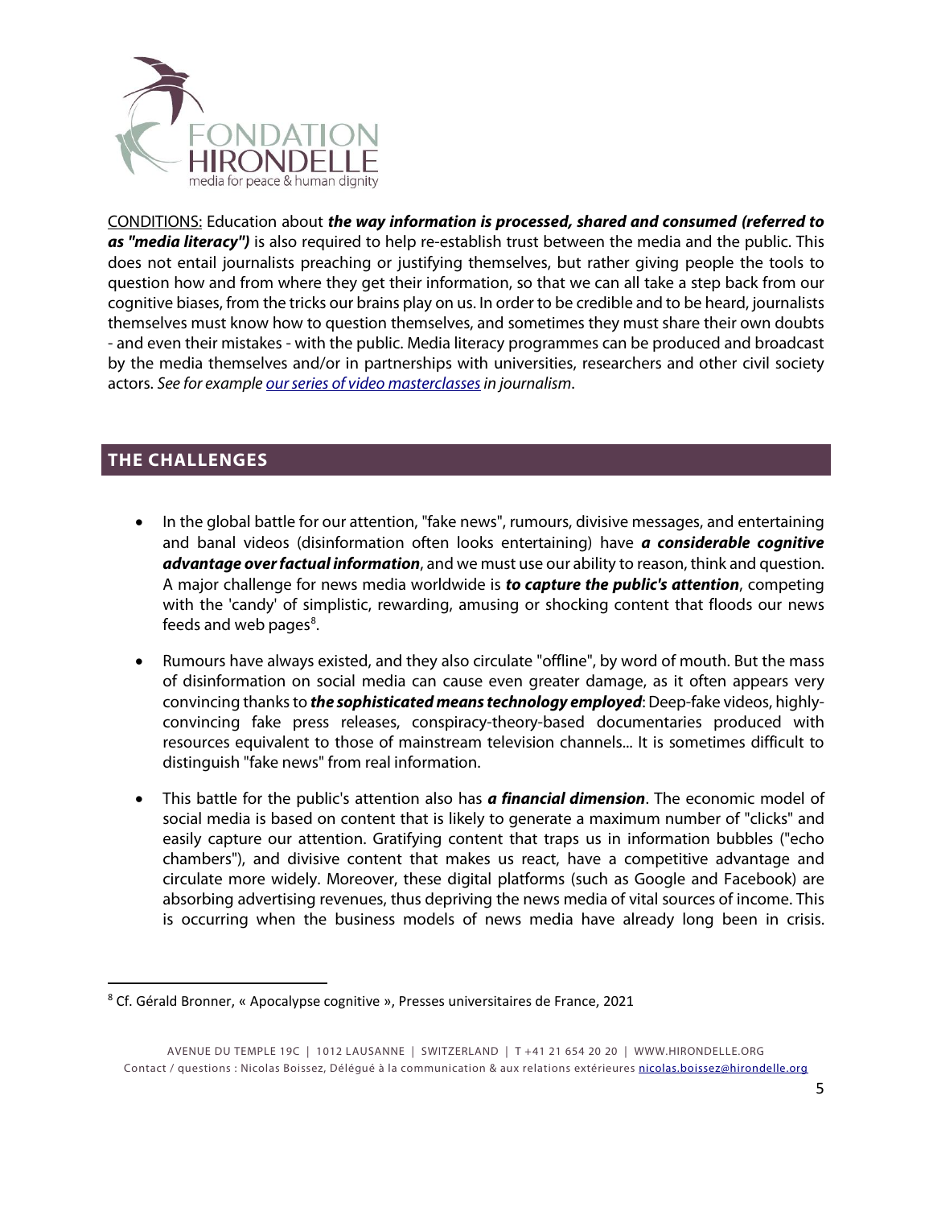CONDITIONS: Education about ***the way information is processed, shared and consumed (referred to as "media literacy")*** is also required to help re-establish trust between the media and the public. This does not entail journalists preaching or justifying themselves, but rather giving people the tools to question how and from where they get their information, so that we can all take a step back from our cognitive biases, from the tricks our brains play on us. In order to be credible and to be heard, journalists themselves must know how to question themselves, and sometimes they must share their own doubts - and even their mistakes - with the public. Media literacy programmes can be produced and broadcast by the media themselves and/or in partnerships with universities, researchers and other civil society actors. *See for example [our series of video masterclasses](#) in journalism*.

## THE CHALLENGES

- In the global battle for our attention, "fake news", rumours, divisive messages, and entertaining and banal videos (disinformation often looks entertaining) have ***a considerable cognitive advantage over factual information***, and we must use our ability to reason, think and question. A major challenge for news media worldwide is ***to capture the public's attention***, competing with the 'candy' of simplistic, rewarding, amusing or shocking content that floods our news feeds and web pages[8].
- Rumours have always existed, and they also circulate "offline", by word of mouth. But the mass of disinformation on social media can cause even greater damage, as it often appears very convincing thanks to ***the sophisticated means technology employed***: Deep-fake videos, highly-convincing fake press releases, conspiracy-theory-based documentaries produced with resources equivalent to those of mainstream television channels... It is sometimes difficult to distinguish "fake news" from real information.
- This battle for the public's attention also has ***a financial dimension***. The economic model of social media is based on content that is likely to generate a maximum number of "clicks" and easily capture our attention. Gratifying content that traps us in information bubbles ("echo chambers"), and divisive content that makes us react, have a competitive advantage and circulate more widely. Moreover, these digital platforms (such as Google and Facebook) are absorbing advertising revenues, thus depriving the news media of vital sources of income. This is occurring when the business models of news media have already long been in crisis.

[8] Cf. Gérald Bronner, « Apocalypse cognitive », Presses universitaires de France, 2021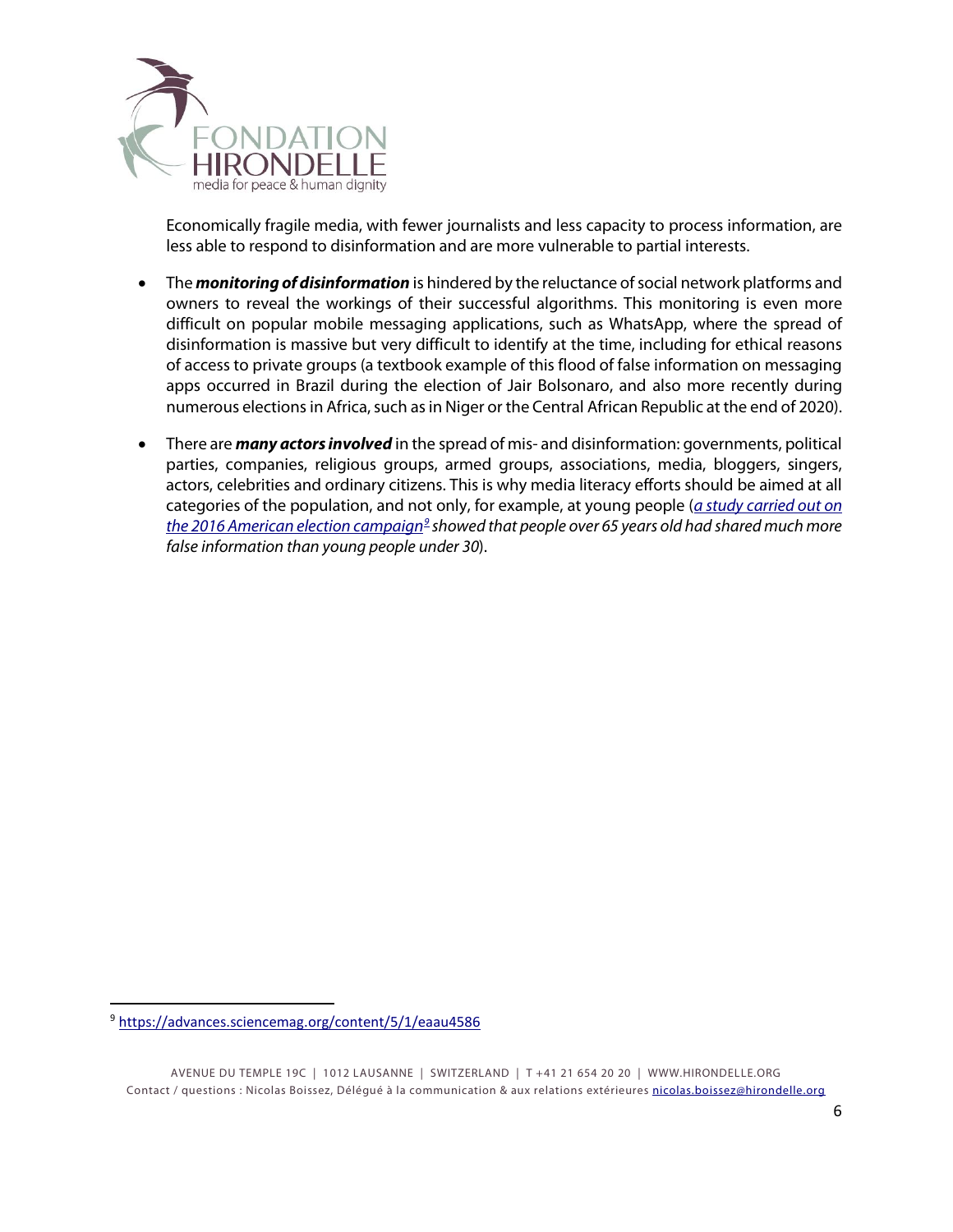Economically fragile media, with fewer journalists and less capacity to process information, are less able to respond to disinformation and are more vulnerable to partial interests.

- The ***monitoring of disinformation*** is hindered by the reluctance of social network platforms and owners to reveal the workings of their successful algorithms. This monitoring is even more difficult on popular mobile messaging applications, such as WhatsApp, where the spread of disinformation is massive but very difficult to identify at the time, including for ethical reasons of access to private groups (a textbook example of this flood of false information on messaging apps occurred in Brazil during the election of Jair Bolsonaro, and also more recently during numerous elections in Africa, such as in Niger or the Central African Republic at the end of 2020).

- There are ***many actors involved*** in the spread of mis- and disinformation: governments, political parties, companies, religious groups, armed groups, associations, media, bloggers, singers, actors, celebrities and ordinary citizens. This is why media literacy efforts should be aimed at all categories of the population, and not only, for example, at young people (*[a study carried out on the 2016 American election campaign](https://advances.sciencemag.org/content/5/1/eaau4586)[9] showed that people over 65 years old had shared much more false information than young people under 30*).

[9] https://advances.sciencemag.org/content/5/1/eaau4586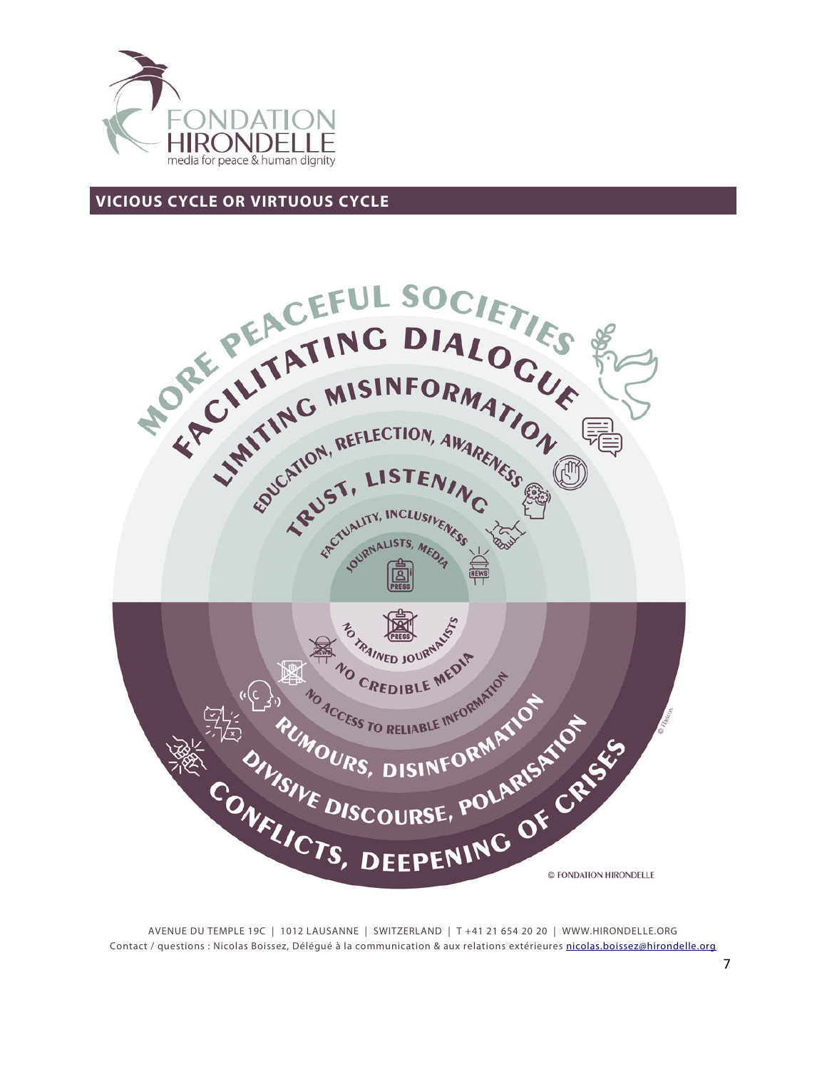## VICIOUS CYCLE OR VIRTUOUS CYCLE

MORE PEACEFUL SOCIETIES

FACILITATING DIALOGUE

LIMITING MISINFORMATION

EDUCATION, REFLECTION, AWARENESS

TRUST, LISTENING

FACTUALITY, INCLUSIVENESS

JOURNALISTS, MEDIA

NO TRAINED JOURNALISTS

NO CREDIBLE MEDIA

NO ACCESS TO RELIABLE INFORMATION

RUMOURS, DISINFORMATION

DIVISIVE DISCOURSE, POLARISATION

CONFLICTS, DEEPENING OF CRISES

© FONDATION HIRONDELLE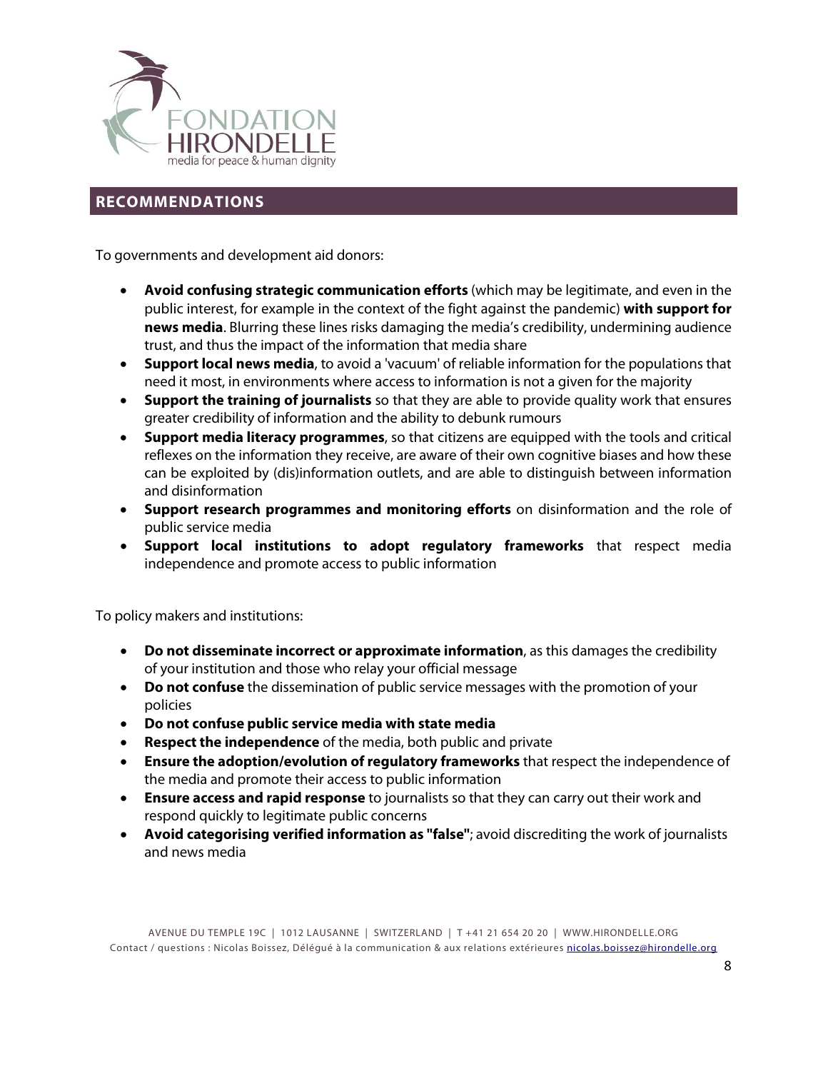## RECOMMENDATIONS

To governments and development aid donors:

- **Avoid confusing strategic communication efforts** (which may be legitimate, and even in the public interest, for example in the context of the fight against the pandemic) **with support for news media**. Blurring these lines risks damaging the media's credibility, undermining audience trust, and thus the impact of the information that media share
- **Support local news media**, to avoid a 'vacuum' of reliable information for the populations that need it most, in environments where access to information is not a given for the majority
- **Support the training of journalists** so that they are able to provide quality work that ensures greater credibility of information and the ability to debunk rumours
- **Support media literacy programmes**, so that citizens are equipped with the tools and critical reflexes on the information they receive, are aware of their own cognitive biases and how these can be exploited by (dis)information outlets, and are able to distinguish between information and disinformation
- **Support research programmes and monitoring efforts** on disinformation and the role of public service media
- **Support local institutions to adopt regulatory frameworks** that respect media independence and promote access to public information

To policy makers and institutions:

- **Do not disseminate incorrect or approximate information**, as this damages the credibility of your institution and those who relay your official message
- **Do not confuse** the dissemination of public service messages with the promotion of your policies
- **Do not confuse public service media with state media**
- **Respect the independence** of the media, both public and private
- **Ensure the adoption/evolution of regulatory frameworks** that respect the independence of the media and promote their access to public information
- **Ensure access and rapid response** to journalists so that they can carry out their work and respond quickly to legitimate public concerns
- **Avoid categorising verified information as "false"**; avoid discrediting the work of journalists and news media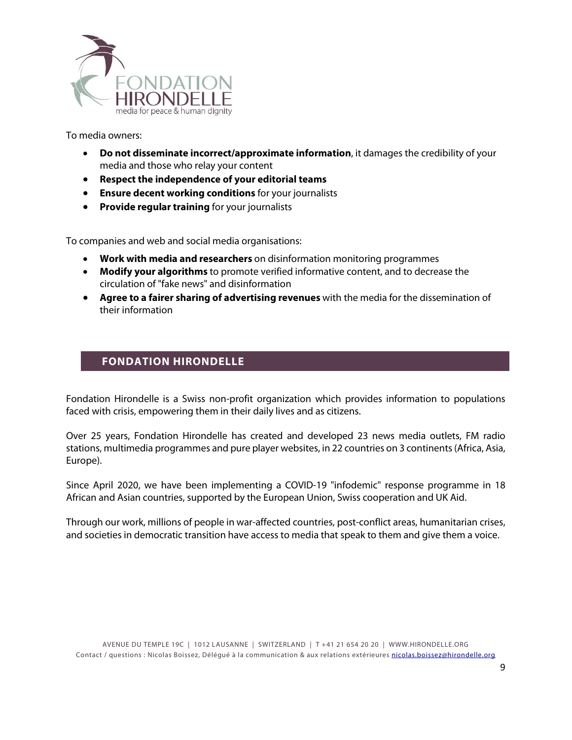To media owners:

- **Do not disseminate incorrect/approximate information**, it damages the credibility of your media and those who relay your content
- **Respect the independence of your editorial teams**
- **Ensure decent working conditions** for your journalists
- **Provide regular training** for your journalists

To companies and web and social media organisations:

- **Work with media and researchers** on disinformation monitoring programmes
- **Modify your algorithms** to promote verified informative content, and to decrease the circulation of "fake news" and disinformation
- **Agree to a fairer sharing of advertising revenues** with the media for the dissemination of their information

## FONDATION HIRONDELLE

Fondation Hirondelle is a Swiss non-profit organization which provides information to populations faced with crisis, empowering them in their daily lives and as citizens.

Over 25 years, Fondation Hirondelle has created and developed 23 news media outlets, FM radio stations, multimedia programmes and pure player websites, in 22 countries on 3 continents (Africa, Asia, Europe).

Since April 2020, we have been implementing a COVID-19 "infodemic" response programme in 18 African and Asian countries, supported by the European Union, Swiss cooperation and UK Aid.

Through our work, millions of people in war-affected countries, post-conflict areas, humanitarian crises, and societies in democratic transition have access to media that speak to them and give them a voice.